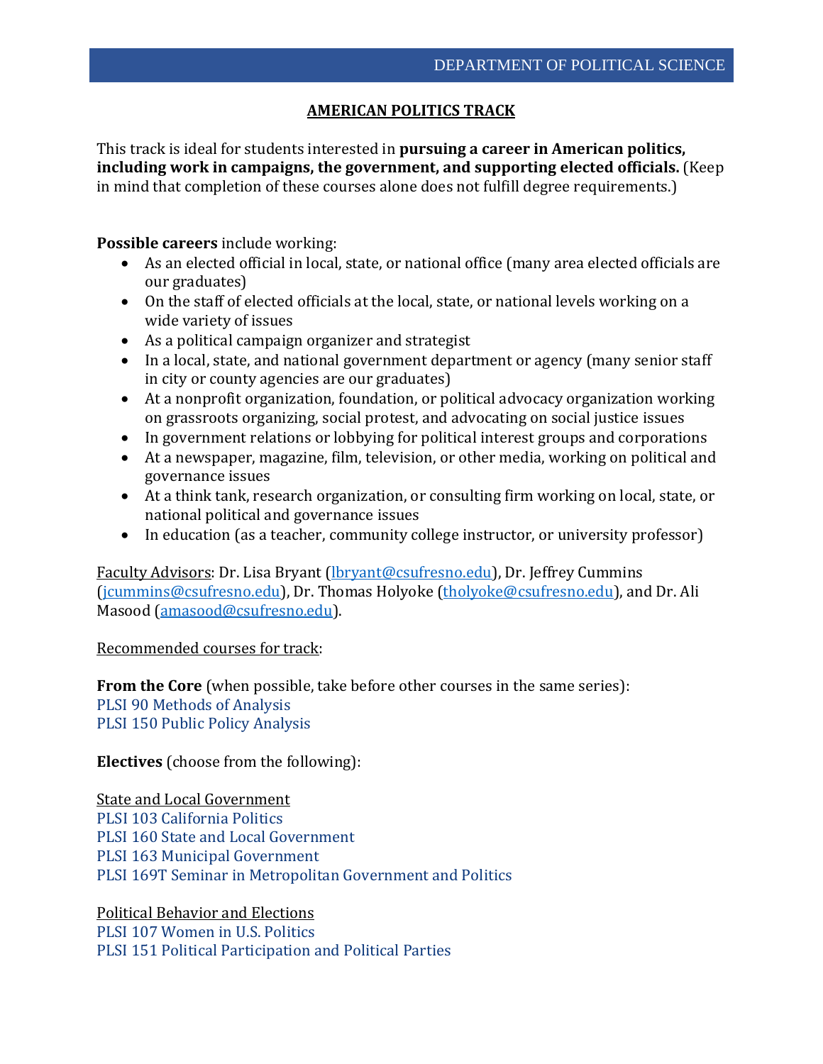DEPARTMENT OF POLITICAL SCIENCE

# AMERICAN POLITICS TRACK

This track is ideal for students interested in **pursuing a career in American politics, including work in campaigns, the government, and supporting elected officials.** (Keep in mind that completion of these courses alone does not fulfill degree requirements.)

**Possible careers** include working:

- As an elected official in local, state, or national office (many area elected officials are our graduates)
- On the staff of elected officials at the local, state, or national levels working on a wide variety of issues
- As a political campaign organizer and strategist
- In a local, state, and national government department or agency (many senior staff in city or county agencies are our graduates)
- At a nonprofit organization, foundation, or political advocacy organization working on grassroots organizing, social protest, and advocating on social justice issues
- In government relations or lobbying for political interest groups and corporations
- At a newspaper, magazine, film, television, or other media, working on political and governance issues
- At a think tank, research organization, or consulting firm working on local, state, or national political and governance issues
- In education (as a teacher, community college instructor, or university professor)

Faculty Advisors: Dr. Lisa Bryant (lbryant@csufresno.edu), Dr. Jeffrey Cummins (jcummins@csufresno.edu), Dr. Thomas Holyoke (tholyoke@csufresno.edu), and Dr. Ali Masood (amasood@csufresno.edu).

Recommended courses for track:

**From the Core** (when possible, take before other courses in the same series):
PLSI 90 Methods of Analysis
PLSI 150 Public Policy Analysis

**Electives** (choose from the following):

State and Local Government
PLSI 103 California Politics
PLSI 160 State and Local Government
PLSI 163 Municipal Government
PLSI 169T Seminar in Metropolitan Government and Politics

Political Behavior and Elections
PLSI 107 Women in U.S. Politics
PLSI 151 Political Participation and Political Parties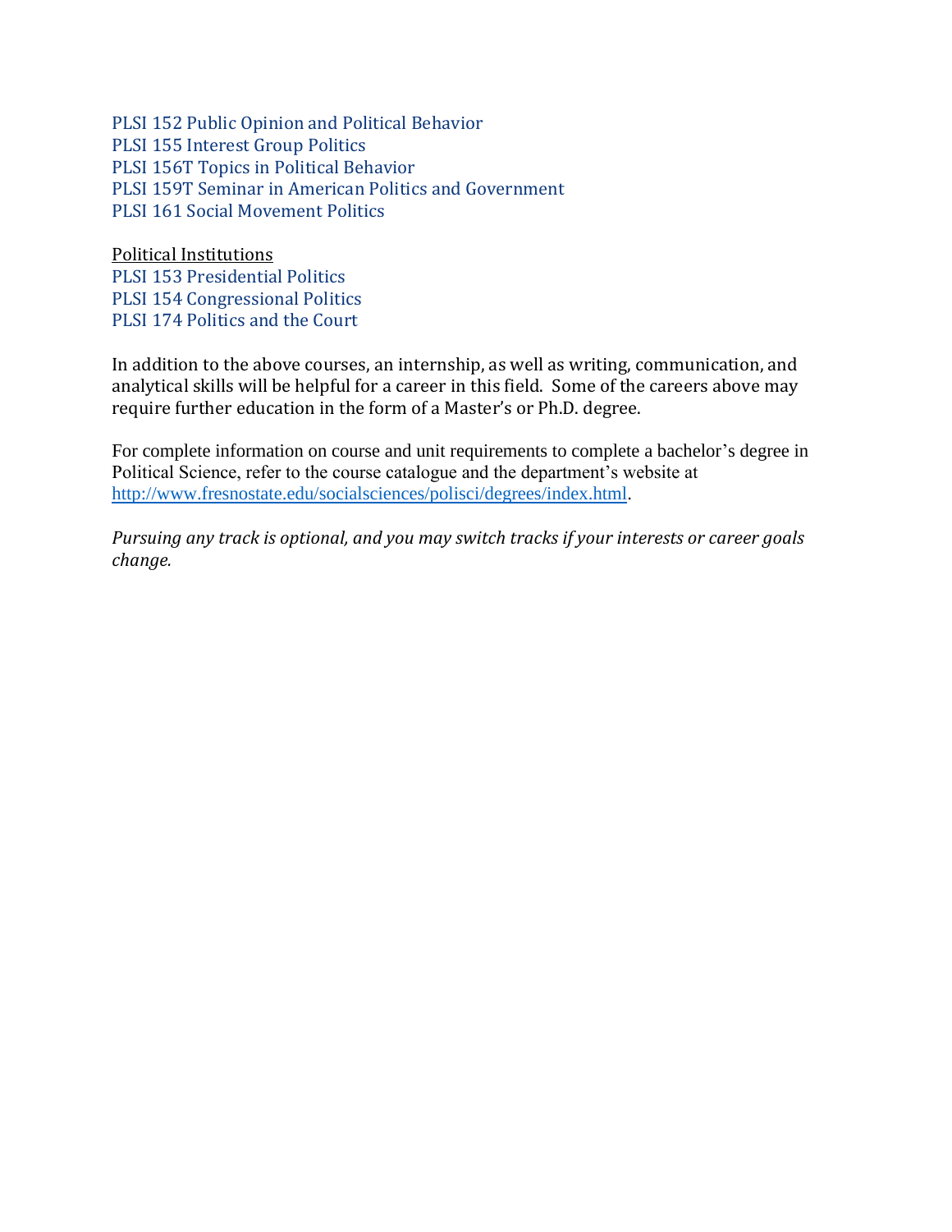PLSI 152 Public Opinion and Political Behavior
PLSI 155 Interest Group Politics
PLSI 156T Topics in Political Behavior
PLSI 159T Seminar in American Politics and Government
PLSI 161 Social Movement Politics

<u>Political Institutions</u>
PLSI 153 Presidential Politics
PLSI 154 Congressional Politics
PLSI 174 Politics and the Court

In addition to the above courses, an internship, as well as writing, communication, and analytical skills will be helpful for a career in this field. Some of the careers above may require further education in the form of a Master's or Ph.D. degree.

For complete information on course and unit requirements to complete a bachelor's degree in Political Science, refer to the course catalogue and the department's website at http://www.fresnostate.edu/socialsciences/polisci/degrees/index.html.

*Pursuing any track is optional, and you may switch tracks if your interests or career goals change.*